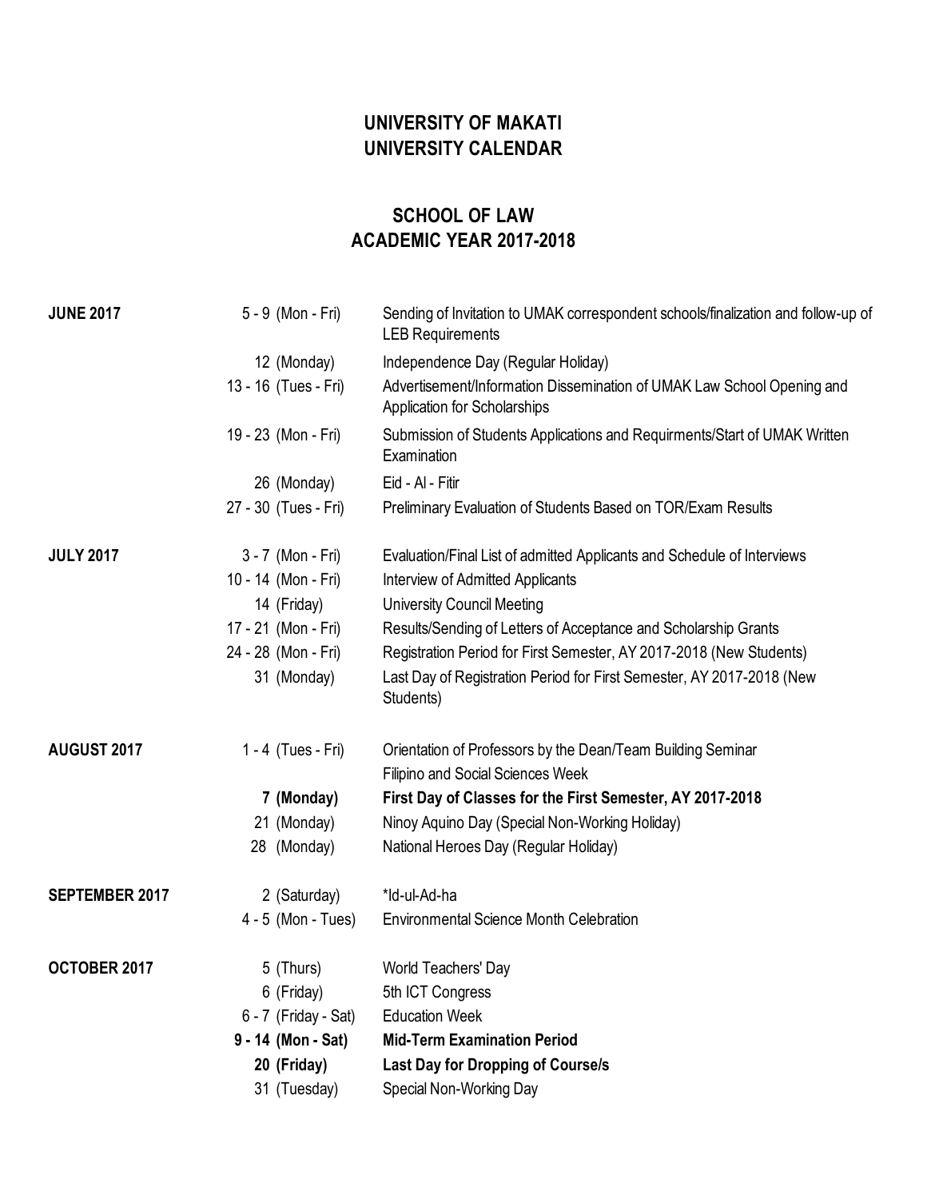# UNIVERSITY OF MAKATI
# UNIVERSITY CALENDAR

## SCHOOL OF LAW
## ACADEMIC YEAR 2017-2018

| | | |
|---|---|---|
| **JUNE 2017** | 5 - 9 (Mon - Fri) | Sending of Invitation to UMAK correspondent schools/finalization and follow-up of LEB Requirements |
| | 12 (Monday) | Independence Day (Regular Holiday) |
| | 13 - 16 (Tues - Fri) | Advertisement/Information Dissemination of UMAK Law School Opening and Application for Scholarships |
| | 19 - 23 (Mon - Fri) | Submission of Students Applications and Requirments/Start of UMAK Written Examination |
| | 26 (Monday) | Eid - Al - Fitir |
| | 27 - 30 (Tues - Fri) | Preliminary Evaluation of Students Based on TOR/Exam Results |
| **JULY 2017** | 3 - 7 (Mon - Fri) | Evaluation/Final List of admitted Applicants and Schedule of Interviews |
| | 10 - 14 (Mon - Fri) | Interview of Admitted Applicants |
| | 14 (Friday) | University Council Meeting |
| | 17 - 21 (Mon - Fri) | Results/Sending of Letters of Acceptance and Scholarship Grants |
| | 24 - 28 (Mon - Fri) | Registration Period for First Semester, AY 2017-2018 (New Students) |
| | 31 (Monday) | Last Day of Registration Period for First Semester, AY 2017-2018 (New Students) |
| **AUGUST 2017** | 1 - 4 (Tues - Fri) | Orientation of Professors by the Dean/Team Building Seminar<br>Filipino and Social Sciences Week |
| | **7 (Monday)** | **First Day of Classes for the First Semester, AY 2017-2018** |
| | 21 (Monday) | Ninoy Aquino Day (Special Non-Working Holiday) |
| | 28 (Monday) | National Heroes Day (Regular Holiday) |
| **SEPTEMBER 2017** | 2 (Saturday) | *Id-ul-Ad-ha |
| | 4 - 5 (Mon - Tues) | Environmental Science Month Celebration |
| **OCTOBER 2017** | 5 (Thurs) | World Teachers' Day |
| | 6 (Friday) | 5th ICT Congress |
| | 6 - 7 (Friday - Sat) | Education Week |
| | **9 - 14 (Mon - Sat)** | **Mid-Term Examination Period** |
| | **20 (Friday)** | **Last Day for Dropping of Course/s** |
| | 31 (Tuesday) | Special Non-Working Day |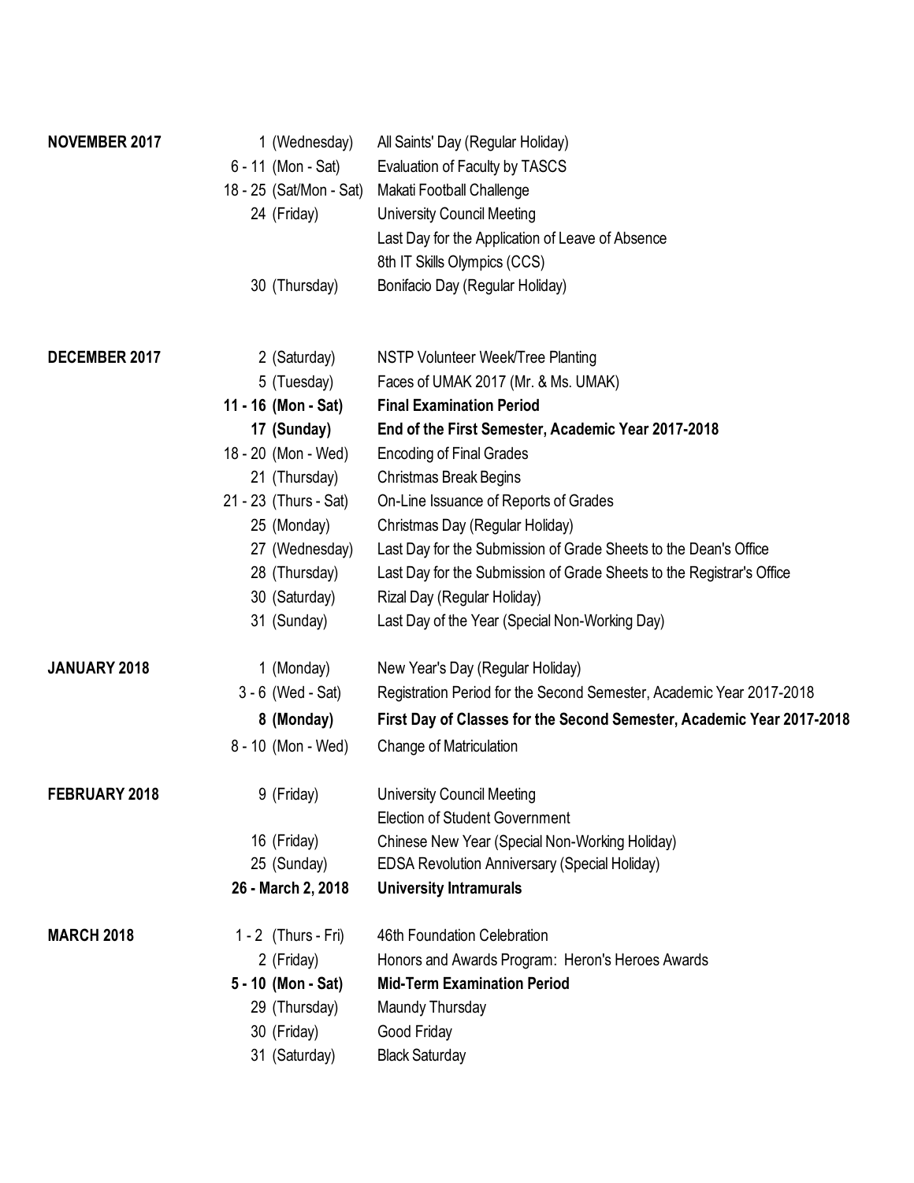| Month | Date | Activity |
|---|---|---|
| **NOVEMBER 2017** | 1 (Wednesday) | All Saints' Day (Regular Holiday) |
| | 6 - 11 (Mon - Sat) | Evaluation of Faculty by TASCS |
| | 18 - 25 (Sat/Mon - Sat) | Makati Football Challenge |
| | 24 (Friday) | University Council Meeting |
| | | Last Day for the Application of Leave of Absence |
| | | 8th IT Skills Olympics (CCS) |
| | 30 (Thursday) | Bonifacio Day (Regular Holiday) |
| **DECEMBER 2017** | 2 (Saturday) | NSTP Volunteer Week/Tree Planting |
| | 5 (Tuesday) | Faces of UMAK 2017 (Mr. & Ms. UMAK) |
| | **11 - 16 (Mon - Sat)** | **Final Examination Period** |
| | **17 (Sunday)** | **End of the First Semester, Academic Year 2017-2018** |
| | 18 - 20 (Mon - Wed) | Encoding of Final Grades |
| | 21 (Thursday) | Christmas Break Begins |
| | 21 - 23 (Thurs - Sat) | On-Line Issuance of Reports of Grades |
| | 25 (Monday) | Christmas Day (Regular Holiday) |
| | 27 (Wednesday) | Last Day for the Submission of Grade Sheets to the Dean's Office |
| | 28 (Thursday) | Last Day for the Submission of Grade Sheets to the Registrar's Office |
| | 30 (Saturday) | Rizal Day (Regular Holiday) |
| | 31 (Sunday) | Last Day of the Year (Special Non-Working Day) |
| **JANUARY 2018** | 1 (Monday) | New Year's Day (Regular Holiday) |
| | 3 - 6 (Wed - Sat) | Registration Period for the Second Semester, Academic Year 2017-2018 |
| | **8 (Monday)** | **First Day of Classes for the Second Semester, Academic Year 2017-2018** |
| | 8 - 10 (Mon - Wed) | Change of Matriculation |
| **FEBRUARY 2018** | 9 (Friday) | University Council Meeting |
| | | Election of Student Government |
| | 16 (Friday) | Chinese New Year (Special Non-Working Holiday) |
| | 25 (Sunday) | EDSA Revolution Anniversary (Special Holiday) |
| | **26 - March 2, 2018** | **University Intramurals** |
| **MARCH 2018** | 1 - 2 (Thurs - Fri) | 46th Foundation Celebration |
| | 2 (Friday) | Honors and Awards Program: Heron's Heroes Awards |
| | **5 - 10 (Mon - Sat)** | **Mid-Term Examination Period** |
| | 29 (Thursday) | Maundy Thursday |
| | 30 (Friday) | Good Friday |
| | 31 (Saturday) | Black Saturday |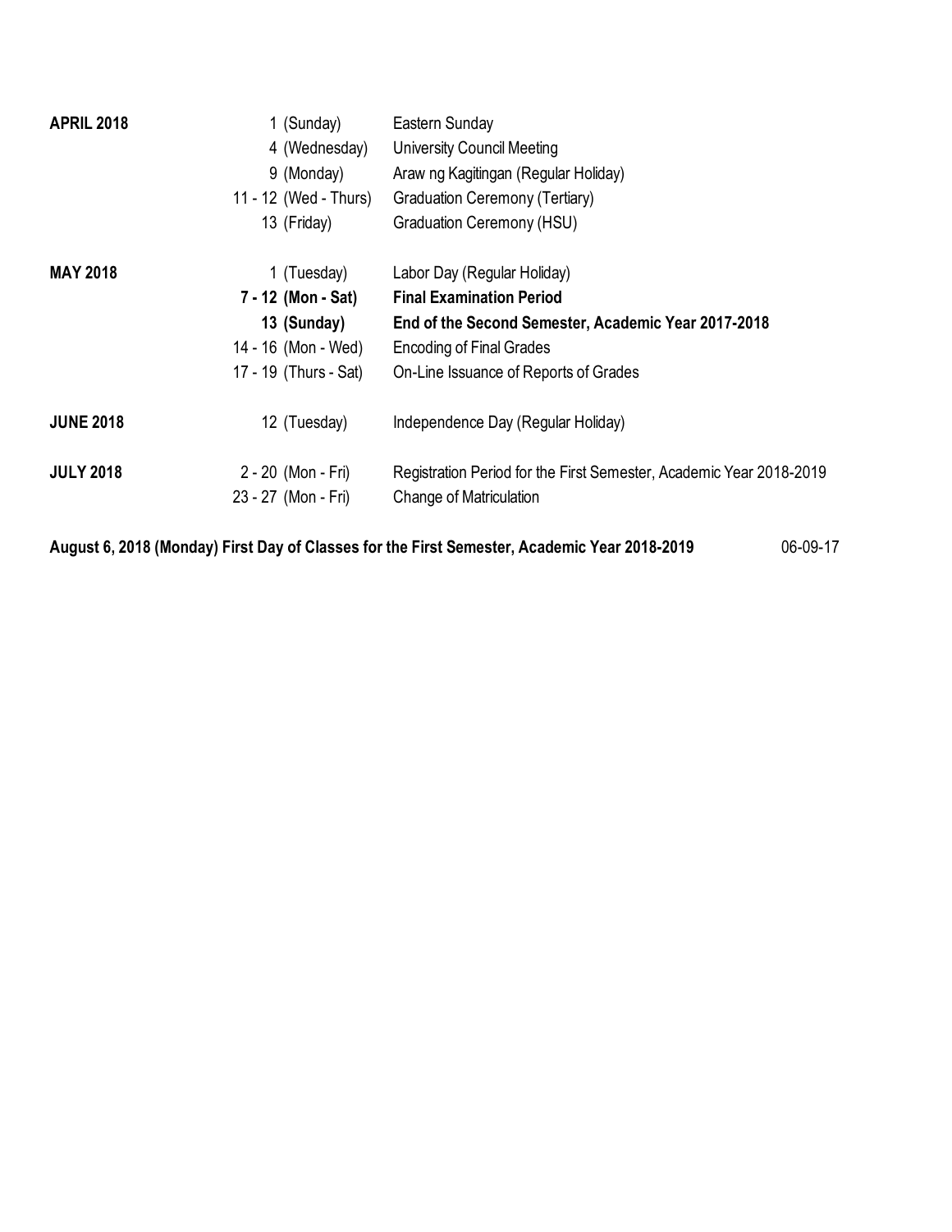| | | |
|---|---|---|
| **APRIL 2018** | 1 (Sunday) | Eastern Sunday |
| | 4 (Wednesday) | University Council Meeting |
| | 9 (Monday) | Araw ng Kagitingan (Regular Holiday) |
| | 11 - 12 (Wed - Thurs) | Graduation Ceremony (Tertiary) |
| | 13 (Friday) | Graduation Ceremony (HSU) |
| **MAY 2018** | 1 (Tuesday) | Labor Day (Regular Holiday) |
| | **7 - 12 (Mon - Sat)** | **Final Examination Period** |
| | **13 (Sunday)** | **End of the Second Semester, Academic Year 2017-2018** |
| | 14 - 16 (Mon - Wed) | Encoding of Final Grades |
| | 17 - 19 (Thurs - Sat) | On-Line Issuance of Reports of Grades |
| **JUNE 2018** | 12 (Tuesday) | Independence Day (Regular Holiday) |
| **JULY 2018** | 2 - 20 (Mon - Fri) | Registration Period for the First Semester, Academic Year 2018-2019 |
| | 23 - 27 (Mon - Fri) | Change of Matriculation |

**August 6, 2018 (Monday) First Day of Classes for the First Semester, Academic Year 2018-2019**

06-09-17